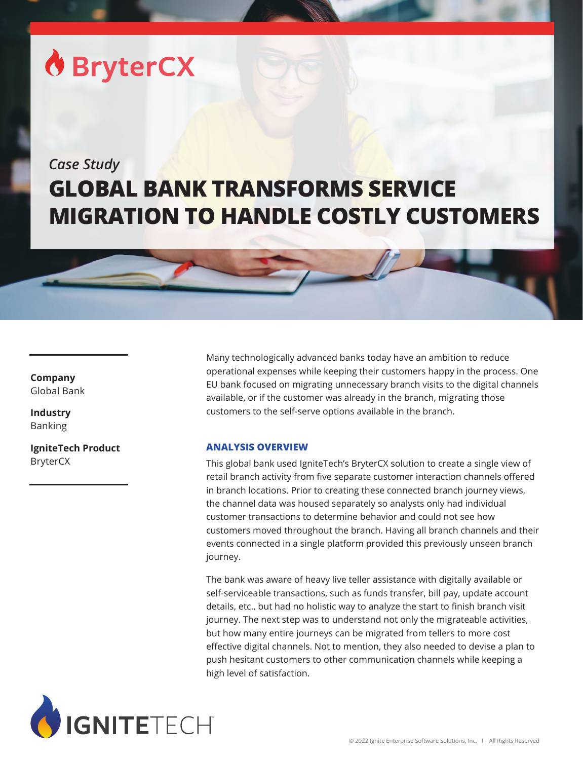BryterCX

*Case Study*

# GLOBAL BANK TRANSFORMS SERVICE MIGRATION TO HANDLE COSTLY CUSTOMERS

**Company**
Global Bank

**Industry**
Banking

**IgniteTech Product**
BryterCX

Many technologically advanced banks today have an ambition to reduce operational expenses while keeping their customers happy in the process. One EU bank focused on migrating unnecessary branch visits to the digital channels available, or if the customer was already in the branch, migrating those customers to the self-serve options available in the branch.

## ANALYSIS OVERVIEW

This global bank used IgniteTech's BryterCX solution to create a single view of retail branch activity from five separate customer interaction channels offered in branch locations. Prior to creating these connected branch journey views, the channel data was housed separately so analysts only had individual customer transactions to determine behavior and could not see how customers moved throughout the branch. Having all branch channels and their events connected in a single platform provided this previously unseen branch journey.

The bank was aware of heavy live teller assistance with digitally available or self-serviceable transactions, such as funds transfer, bill pay, update account details, etc., but had no holistic way to analyze the start to finish branch visit journey. The next step was to understand not only the migrateable activities, but how many entire journeys can be migrated from tellers to more cost effective digital channels. Not to mention, they also needed to devise a plan to push hesitant customers to other communication channels while keeping a high level of satisfaction.

IGNITETECH

© 2022 Ignite Enterprise Software Solutions, Inc. I All Rights Reserved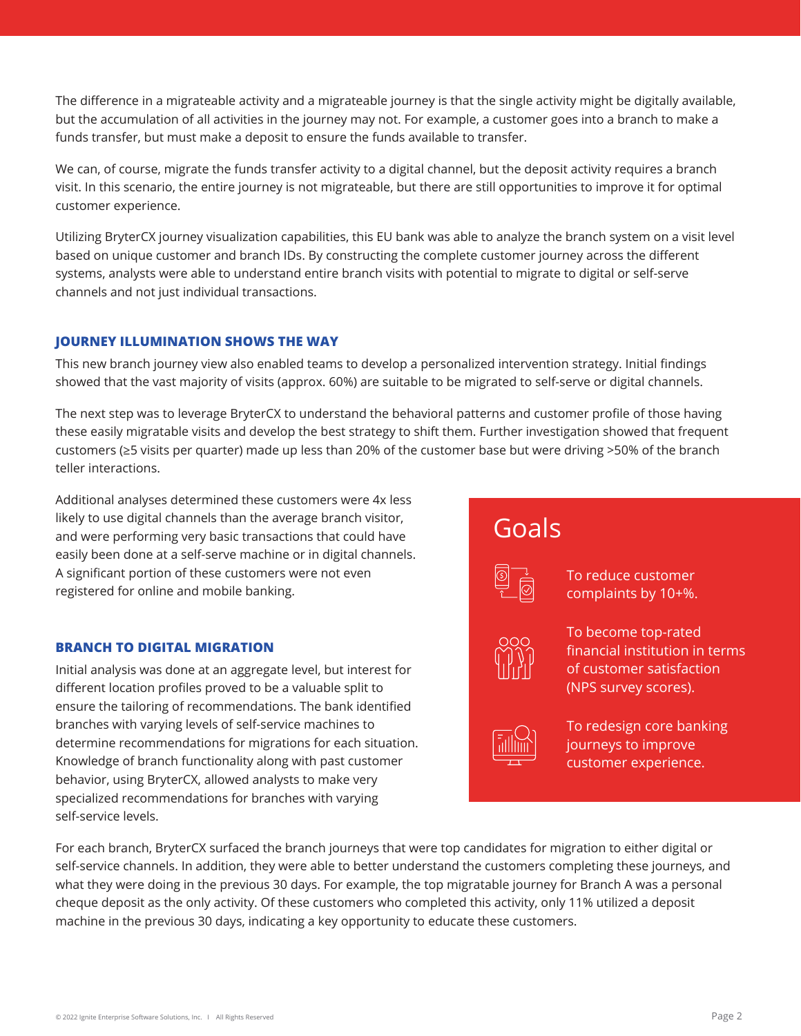The difference in a migrateable activity and a migrateable journey is that the single activity might be digitally available, but the accumulation of all activities in the journey may not. For example, a customer goes into a branch to make a funds transfer, but must make a deposit to ensure the funds available to transfer.

We can, of course, migrate the funds transfer activity to a digital channel, but the deposit activity requires a branch visit. In this scenario, the entire journey is not migrateable, but there are still opportunities to improve it for optimal customer experience.

Utilizing BryterCX journey visualization capabilities, this EU bank was able to analyze the branch system on a visit level based on unique customer and branch IDs. By constructing the complete customer journey across the different systems, analysts were able to understand entire branch visits with potential to migrate to digital or self-serve channels and not just individual transactions.

## JOURNEY ILLUMINATION SHOWS THE WAY

This new branch journey view also enabled teams to develop a personalized intervention strategy. Initial findings showed that the vast majority of visits (approx. 60%) are suitable to be migrated to self-serve or digital channels.

The next step was to leverage BryterCX to understand the behavioral patterns and customer profile of those having these easily migratable visits and develop the best strategy to shift them. Further investigation showed that frequent customers (≥5 visits per quarter) made up less than 20% of the customer base but were driving >50% of the branch teller interactions.

Additional analyses determined these customers were 4x less likely to use digital channels than the average branch visitor, and were performing very basic transactions that could have easily been done at a self-serve machine or in digital channels. A significant portion of these customers were not even registered for online and mobile banking.

## BRANCH TO DIGITAL MIGRATION

Initial analysis was done at an aggregate level, but interest for different location profiles proved to be a valuable split to ensure the tailoring of recommendations. The bank identified branches with varying levels of self-service machines to determine recommendations for migrations for each situation. Knowledge of branch functionality along with past customer behavior, using BryterCX, allowed analysts to make very specialized recommendations for branches with varying self-service levels.

## Goals

- To reduce customer complaints by 10+%.
- To become top-rated financial institution in terms of customer satisfaction (NPS survey scores).
- To redesign core banking journeys to improve customer experience.

For each branch, BryterCX surfaced the branch journeys that were top candidates for migration to either digital or self-service channels. In addition, they were able to better understand the customers completing these journeys, and what they were doing in the previous 30 days. For example, the top migratable journey for Branch A was a personal cheque deposit as the only activity. Of these customers who completed this activity, only 11% utilized a deposit machine in the previous 30 days, indicating a key opportunity to educate these customers.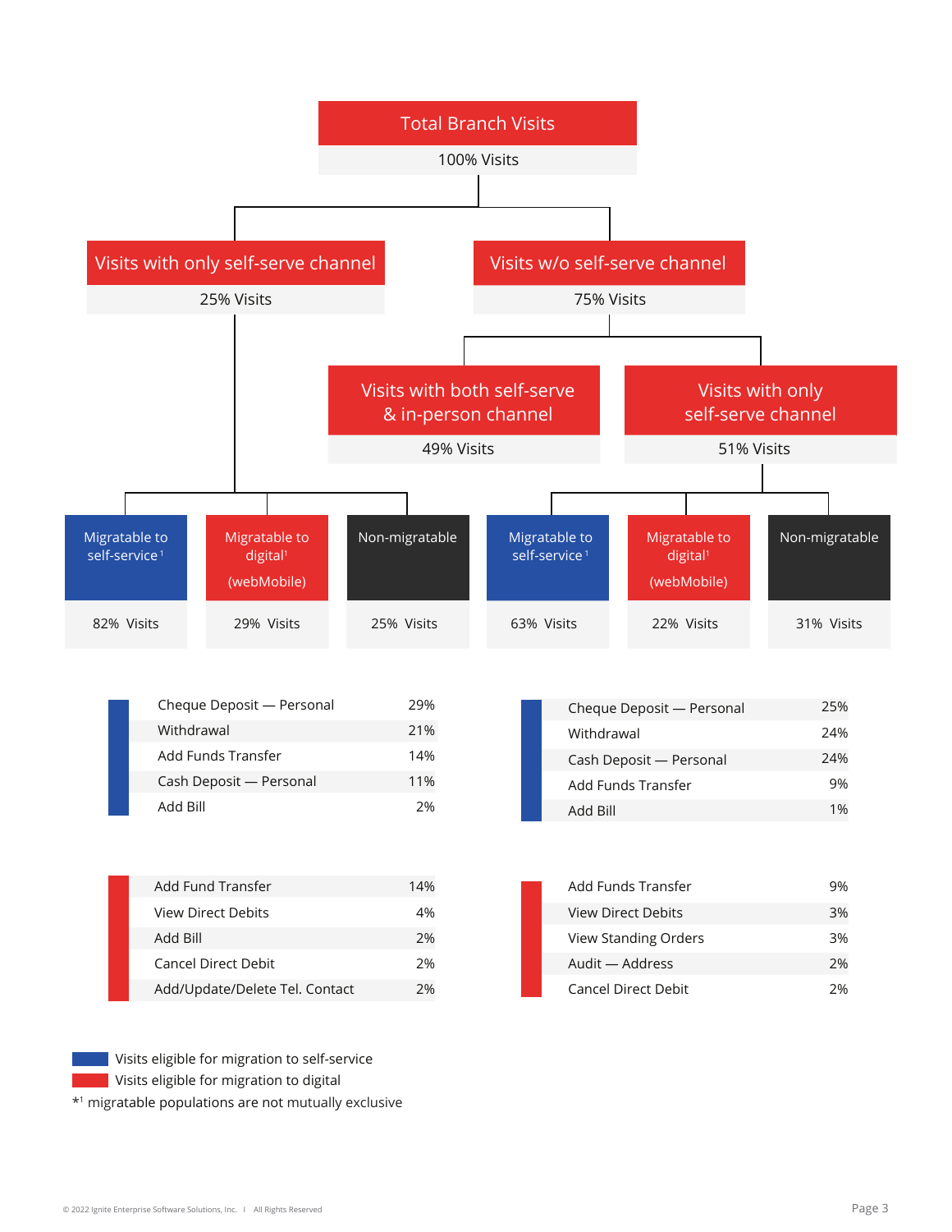**Total Branch Visits** — 100% Visits

- **Visits with only self-serve channel** — 25% Visits
  - Migratable to self-service[1] — 82% Visits
  - Migratable to digital[1] (webMobile) — 29% Visits
  - Non-migratable — 25% Visits
- **Visits w/o self-serve channel** — 75% Visits
  - **Visits with both self-serve & in-person channel** — 49% Visits
  - **Visits with only self-serve channel** — 51% Visits
    - Migratable to self-service[1] — 63% Visits
    - Migratable to digital[1] (webMobile) — 22% Visits
    - Non-migratable — 31% Visits

| Transaction | % |
|---|---|
| Cheque Deposit — Personal | 29% |
| Withdrawal | 21% |
| Add Funds Transfer | 14% |
| Cash Deposit — Personal | 11% |
| Add Bill | 2% |

| Transaction | % |
|---|---|
| Cheque Deposit — Personal | 25% |
| Withdrawal | 24% |
| Cash Deposit — Personal | 24% |
| Add Funds Transfer | 9% |
| Add Bill | 1% |

| Transaction | % |
|---|---|
| Add Fund Transfer | 14% |
| View Direct Debits | 4% |
| Add Bill | 2% |
| Cancel Direct Debit | 2% |
| Add/Update/Delete Tel. Contact | 2% |

| Transaction | % |
|---|---|
| Add Funds Transfer | 9% |
| View Direct Debits | 3% |
| View Standing Orders | 3% |
| Audit — Address | 2% |
| Cancel Direct Debit | 2% |

Blue: Visits eligible for migration to self-service

Red: Visits eligible for migration to digital

*[1] migratable populations are not mutually exclusive

© 2022 Ignite Enterprise Software Solutions, Inc. | All Rights Reserved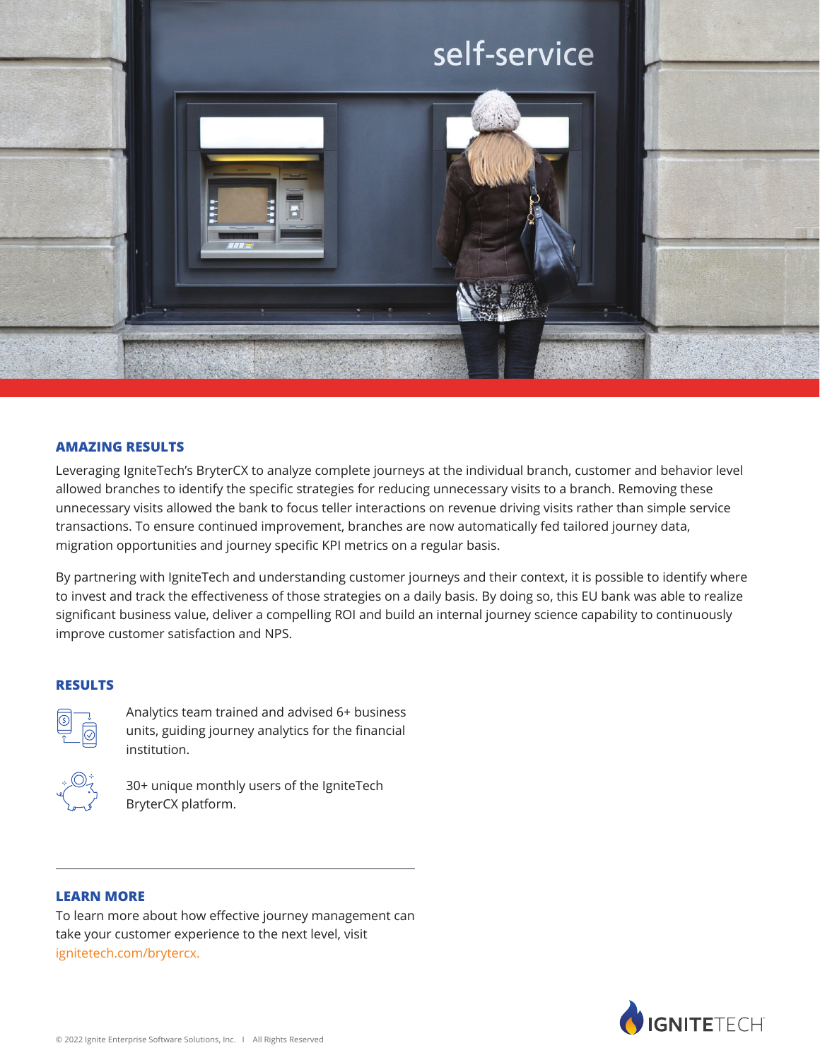## AMAZING RESULTS

Leveraging IgniteTech's BryterCX to analyze complete journeys at the individual branch, customer and behavior level allowed branches to identify the specific strategies for reducing unnecessary visits to a branch. Removing these unnecessary visits allowed the bank to focus teller interactions on revenue driving visits rather than simple service transactions. To ensure continued improvement, branches are now automatically fed tailored journey data, migration opportunities and journey specific KPI metrics on a regular basis.

By partnering with IgniteTech and understanding customer journeys and their context, it is possible to identify where to invest and track the effectiveness of those strategies on a daily basis. By doing so, this EU bank was able to realize significant business value, deliver a compelling ROI and build an internal journey science capability to continuously improve customer satisfaction and NPS.

## RESULTS

Analytics team trained and advised 6+ business units, guiding journey analytics for the financial institution.

30+ unique monthly users of the IgniteTech BryterCX platform.

## LEARN MORE

To learn more about how effective journey management can take your customer experience to the next level, visit ignitetech.com/brytercx.

© 2022 Ignite Enterprise Software Solutions, Inc. | All Rights Reserved